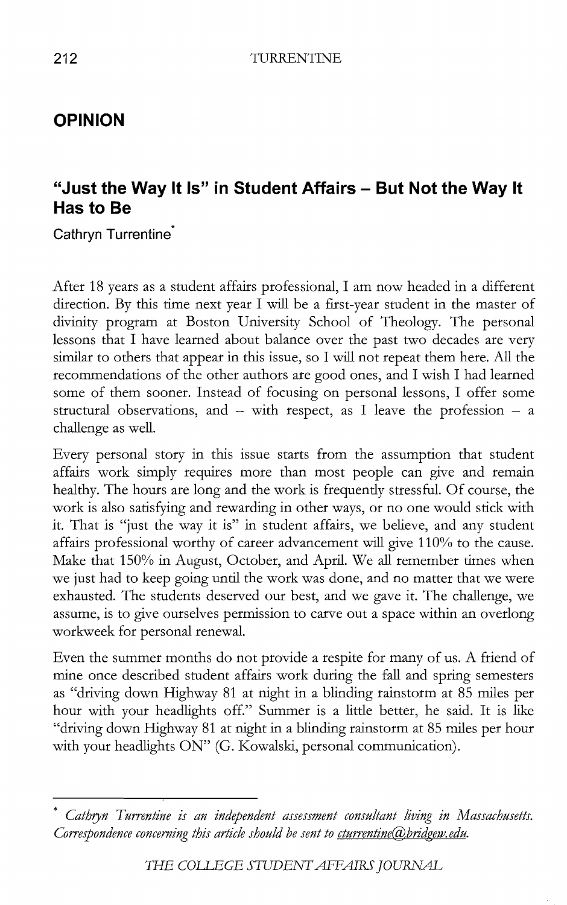## OPINION

## "Just the Way It Is" in Student Affairs – But Not the Way It Has to Be

Cathryn Turrentine*

After 18 years as a student affairs professional, I am now headed in a different direction. By this time next year I will be a first-year student in the master of divinity program at Boston University School of Theology. The personal lessons that I have learned about balance over the past two decades are very similar to others that appear in this issue, so I will not repeat them here. All the recommendations of the other authors are good ones, and I wish I had learned some of them sooner. Instead of focusing on personal lessons, I offer some structural observations, and -- with respect, as I leave the profession – a challenge as well.

Every personal story in this issue starts from the assumption that student affairs work simply requires more than most people can give and remain healthy. The hours are long and the work is frequently stressful. Of course, the work is also satisfying and rewarding in other ways, or no one would stick with it. That is "just the way it is" in student affairs, we believe, and any student affairs professional worthy of career advancement will give 110% to the cause. Make that 150% in August, October, and April. We all remember times when we just had to keep going until the work was done, and no matter that we were exhausted. The students deserved our best, and we gave it. The challenge, we assume, is to give ourselves permission to carve out a space within an overlong workweek for personal renewal.

Even the summer months do not provide a respite for many of us. A friend of mine once described student affairs work during the fall and spring semesters as "driving down Highway 81 at night in a blinding rainstorm at 85 miles per hour with your headlights off." Summer is a little better, he said. It is like "driving down Highway 81 at night in a blinding rainstorm at 85 miles per hour with your headlights ON" (G. Kowalski, personal communication).

---

\* *Cathryn Turrentine is an independent assessment consultant living in Massachusetts. Correspondence concerning this article should be sent to cturrentine@bridgew.edu.*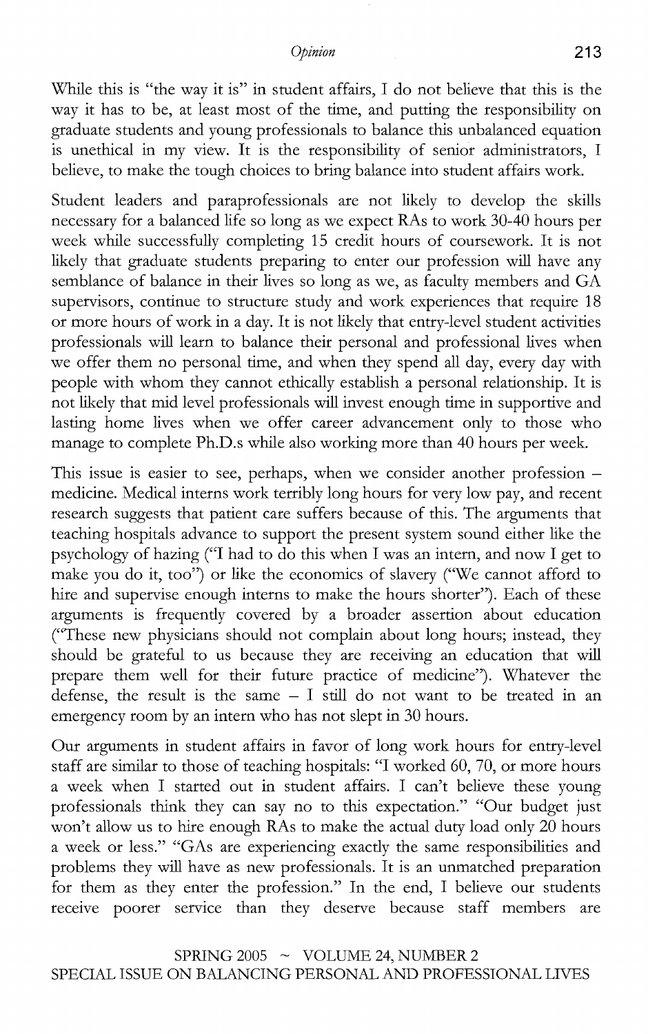While this is "the way it is" in student affairs, I do not believe that this is the way it has to be, at least most of the time, and putting the responsibility on graduate students and young professionals to balance this unbalanced equation is unethical in my view. It is the responsibility of senior administrators, I believe, to make the tough choices to bring balance into student affairs work.

Student leaders and paraprofessionals are not likely to develop the skills necessary for a balanced life so long as we expect RAs to work 30-40 hours per week while successfully completing 15 credit hours of coursework. It is not likely that graduate students preparing to enter our profession will have any semblance of balance in their lives so long as we, as faculty members and GA supervisors, continue to structure study and work experiences that require 18 or more hours of work in a day. It is not likely that entry-level student activities professionals will learn to balance their personal and professional lives when we offer them no personal time, and when they spend all day, every day with people with whom they cannot ethically establish a personal relationship. It is not likely that mid level professionals will invest enough time in supportive and lasting home lives when we offer career advancement only to those who manage to complete Ph.D.s while also working more than 40 hours per week.

This issue is easier to see, perhaps, when we consider another profession – medicine. Medical interns work terribly long hours for very low pay, and recent research suggests that patient care suffers because of this. The arguments that teaching hospitals advance to support the present system sound either like the psychology of hazing ("I had to do this when I was an intern, and now I get to make you do it, too") or like the economics of slavery ("We cannot afford to hire and supervise enough interns to make the hours shorter"). Each of these arguments is frequently covered by a broader assertion about education ("These new physicians should not complain about long hours; instead, they should be grateful to us because they are receiving an education that will prepare them well for their future practice of medicine"). Whatever the defense, the result is the same – I still do not want to be treated in an emergency room by an intern who has not slept in 30 hours.

Our arguments in student affairs in favor of long work hours for entry-level staff are similar to those of teaching hospitals: "I worked 60, 70, or more hours a week when I started out in student affairs. I can't believe these young professionals think they can say no to this expectation." "Our budget just won't allow us to hire enough RAs to make the actual duty load only 20 hours a week or less." "GAs are experiencing exactly the same responsibilities and problems they will have as new professionals. It is an unmatched preparation for them as they enter the profession." In the end, I believe our students receive poorer service than they deserve because staff members are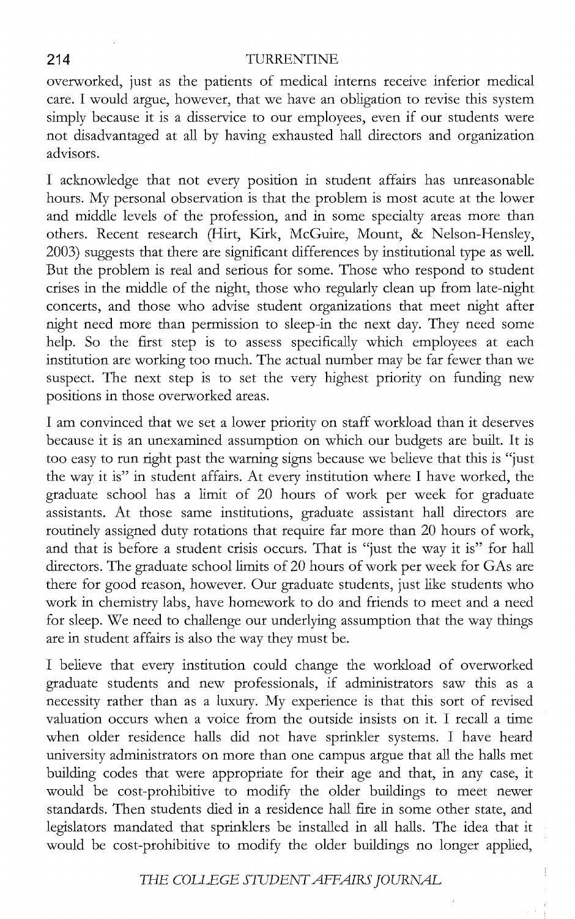overworked, just as the patients of medical interns receive inferior medical care. I would argue, however, that we have an obligation to revise this system simply because it is a disservice to our employees, even if our students were not disadvantaged at all by having exhausted hall directors and organization advisors.

I acknowledge that not every position in student affairs has unreasonable hours. My personal observation is that the problem is most acute at the lower and middle levels of the profession, and in some specialty areas more than others. Recent research (Hirt, Kirk, McGuire, Mount, & Nelson-Hensley, 2003) suggests that there are significant differences by institutional type as well. But the problem is real and serious for some. Those who respond to student crises in the middle of the night, those who regularly clean up from late-night concerts, and those who advise student organizations that meet night after night need more than permission to sleep-in the next day. They need some help. So the first step is to assess specifically which employees at each institution are working too much. The actual number may be far fewer than we suspect. The next step is to set the very highest priority on funding new positions in those overworked areas.

I am convinced that we set a lower priority on staff workload than it deserves because it is an unexamined assumption on which our budgets are built. It is too easy to run right past the warning signs because we believe that this is "just the way it is" in student affairs. At every institution where I have worked, the graduate school has a limit of 20 hours of work per week for graduate assistants. At those same institutions, graduate assistant hall directors are routinely assigned duty rotations that require far more than 20 hours of work, and that is before a student crisis occurs. That is "just the way it is" for hall directors. The graduate school limits of 20 hours of work per week for GAs are there for good reason, however. Our graduate students, just like students who work in chemistry labs, have homework to do and friends to meet and a need for sleep. We need to challenge our underlying assumption that the way things are in student affairs is also the way they must be.

I believe that every institution could change the workload of overworked graduate students and new professionals, if administrators saw this as a necessity rather than as a luxury. My experience is that this sort of revised valuation occurs when a voice from the outside insists on it. I recall a time when older residence halls did not have sprinkler systems. I have heard university administrators on more than one campus argue that all the halls met building codes that were appropriate for their age and that, in any case, it would be cost-prohibitive to modify the older buildings to meet newer standards. Then students died in a residence hall fire in some other state, and legislators mandated that sprinklers be installed in all halls. The idea that it would be cost-prohibitive to modify the older buildings no longer applied,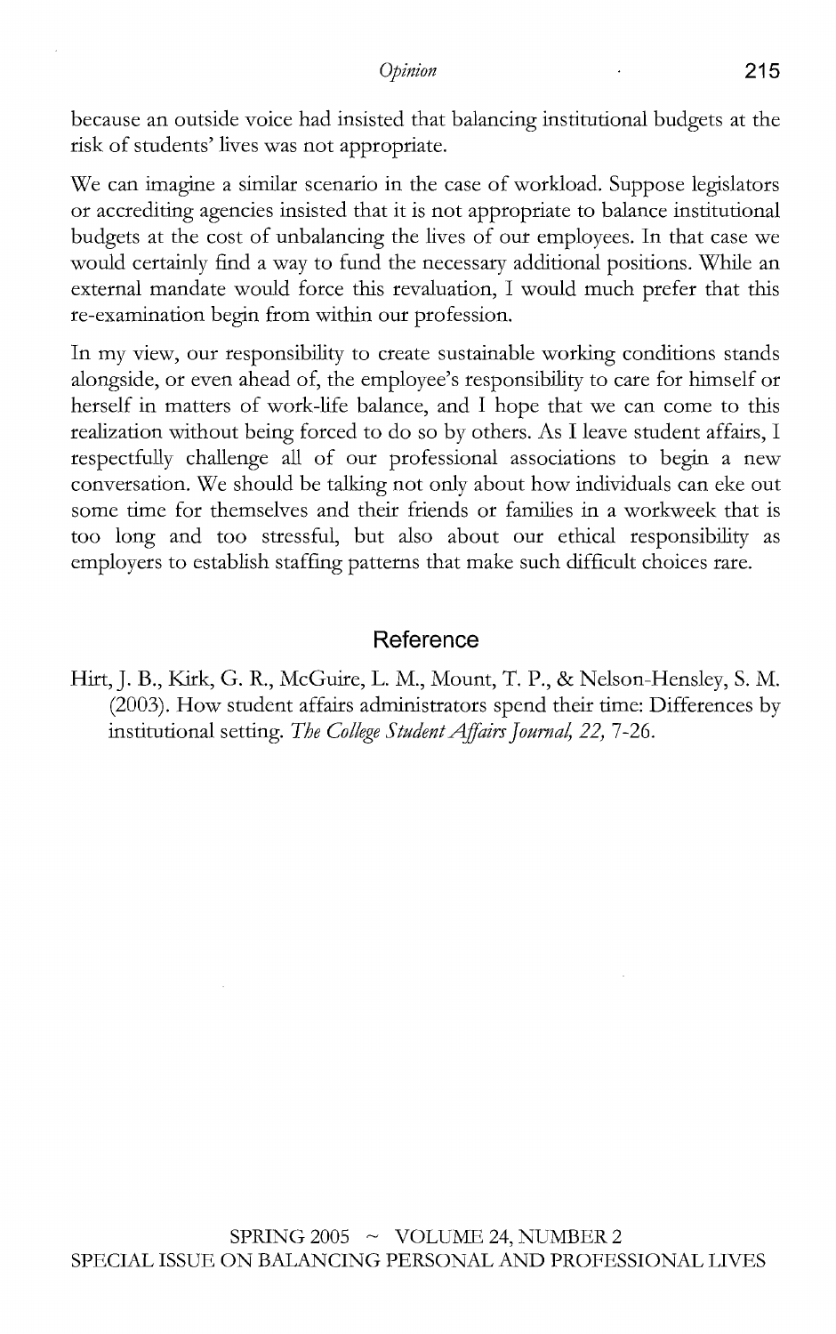because an outside voice had insisted that balancing institutional budgets at the risk of students' lives was not appropriate.

We can imagine a similar scenario in the case of workload. Suppose legislators or accrediting agencies insisted that it is not appropriate to balance institutional budgets at the cost of unbalancing the lives of our employees. In that case we would certainly find a way to fund the necessary additional positions. While an external mandate would force this revaluation, I would much prefer that this re-examination begin from within our profession.

In my view, our responsibility to create sustainable working conditions stands alongside, or even ahead of, the employee's responsibility to care for himself or herself in matters of work-life balance, and I hope that we can come to this realization without being forced to do so by others. As I leave student affairs, I respectfully challenge all of our professional associations to begin a new conversation. We should be talking not only about how individuals can eke out some time for themselves and their friends or families in a workweek that is too long and too stressful, but also about our ethical responsibility as employers to establish staffing patterns that make such difficult choices rare.

## Reference

Hirt, J. B., Kirk, G. R., McGuire, L. M., Mount, T. P., & Nelson-Hensley, S. M. (2003). How student affairs administrators spend their time: Differences by institutional setting. *The College Student Affairs Journal, 22,* 7-26.